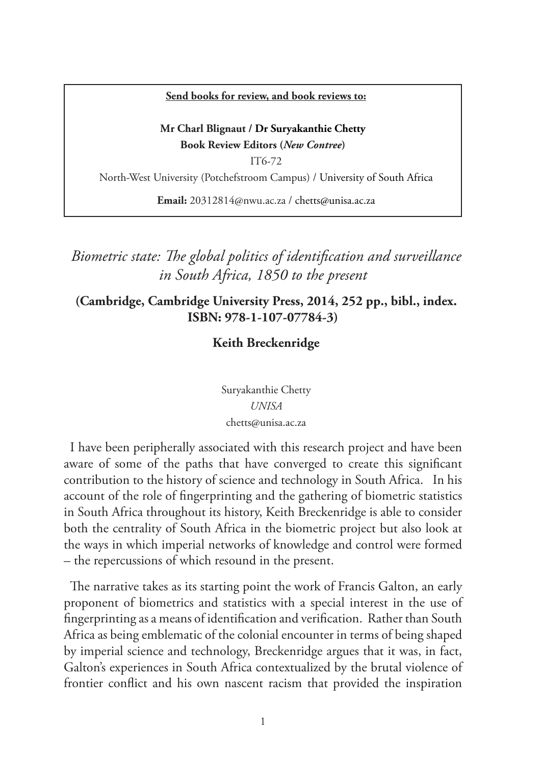**Send books for review, and book reviews to:**

**Mr Charl Blignaut / Dr Suryakanthie Chetty**
**Book Review Editors (*New Contree*)**
IT6-72
North-West University (Potchefstroom Campus) / University of South Africa
**Email:** 20312814@nwu.ac.za / chetts@unisa.ac.za

# *Biometric state: The global politics of identification and surveillance in South Africa, 1850 to the present*

**(Cambridge, Cambridge University Press, 2014, 252 pp., bibl., index. ISBN: 978-1-107-07784-3)**

**Keith Breckenridge**

Suryakanthie Chetty
*UNISA*
chetts@unisa.ac.za

I have been peripherally associated with this research project and have been aware of some of the paths that have converged to create this significant contribution to the history of science and technology in South Africa. In his account of the role of fingerprinting and the gathering of biometric statistics in South Africa throughout its history, Keith Breckenridge is able to consider both the centrality of South Africa in the biometric project but also look at the ways in which imperial networks of knowledge and control were formed – the repercussions of which resound in the present.

The narrative takes as its starting point the work of Francis Galton, an early proponent of biometrics and statistics with a special interest in the use of fingerprinting as a means of identification and verification. Rather than South Africa as being emblematic of the colonial encounter in terms of being shaped by imperial science and technology, Breckenridge argues that it was, in fact, Galton's experiences in South Africa contextualized by the brutal violence of frontier conflict and his own nascent racism that provided the inspiration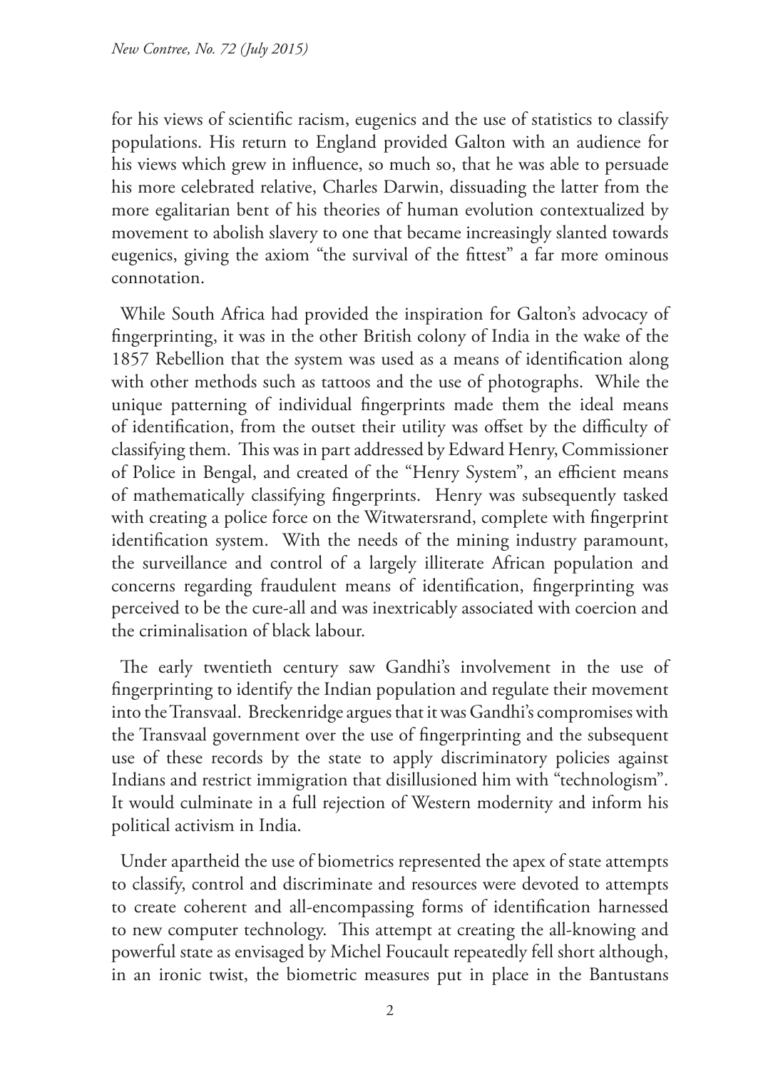for his views of scientific racism, eugenics and the use of statistics to classify populations. His return to England provided Galton with an audience for his views which grew in influence, so much so, that he was able to persuade his more celebrated relative, Charles Darwin, dissuading the latter from the more egalitarian bent of his theories of human evolution contextualized by movement to abolish slavery to one that became increasingly slanted towards eugenics, giving the axiom "the survival of the fittest" a far more ominous connotation.

While South Africa had provided the inspiration for Galton's advocacy of fingerprinting, it was in the other British colony of India in the wake of the 1857 Rebellion that the system was used as a means of identification along with other methods such as tattoos and the use of photographs. While the unique patterning of individual fingerprints made them the ideal means of identification, from the outset their utility was offset by the difficulty of classifying them. This was in part addressed by Edward Henry, Commissioner of Police in Bengal, and created of the "Henry System", an efficient means of mathematically classifying fingerprints. Henry was subsequently tasked with creating a police force on the Witwatersrand, complete with fingerprint identification system. With the needs of the mining industry paramount, the surveillance and control of a largely illiterate African population and concerns regarding fraudulent means of identification, fingerprinting was perceived to be the cure-all and was inextricably associated with coercion and the criminalisation of black labour.

The early twentieth century saw Gandhi's involvement in the use of fingerprinting to identify the Indian population and regulate their movement into the Transvaal. Breckenridge argues that it was Gandhi's compromises with the Transvaal government over the use of fingerprinting and the subsequent use of these records by the state to apply discriminatory policies against Indians and restrict immigration that disillusioned him with "technologism". It would culminate in a full rejection of Western modernity and inform his political activism in India.

Under apartheid the use of biometrics represented the apex of state attempts to classify, control and discriminate and resources were devoted to attempts to create coherent and all-encompassing forms of identification harnessed to new computer technology. This attempt at creating the all-knowing and powerful state as envisaged by Michel Foucault repeatedly fell short although, in an ironic twist, the biometric measures put in place in the Bantustans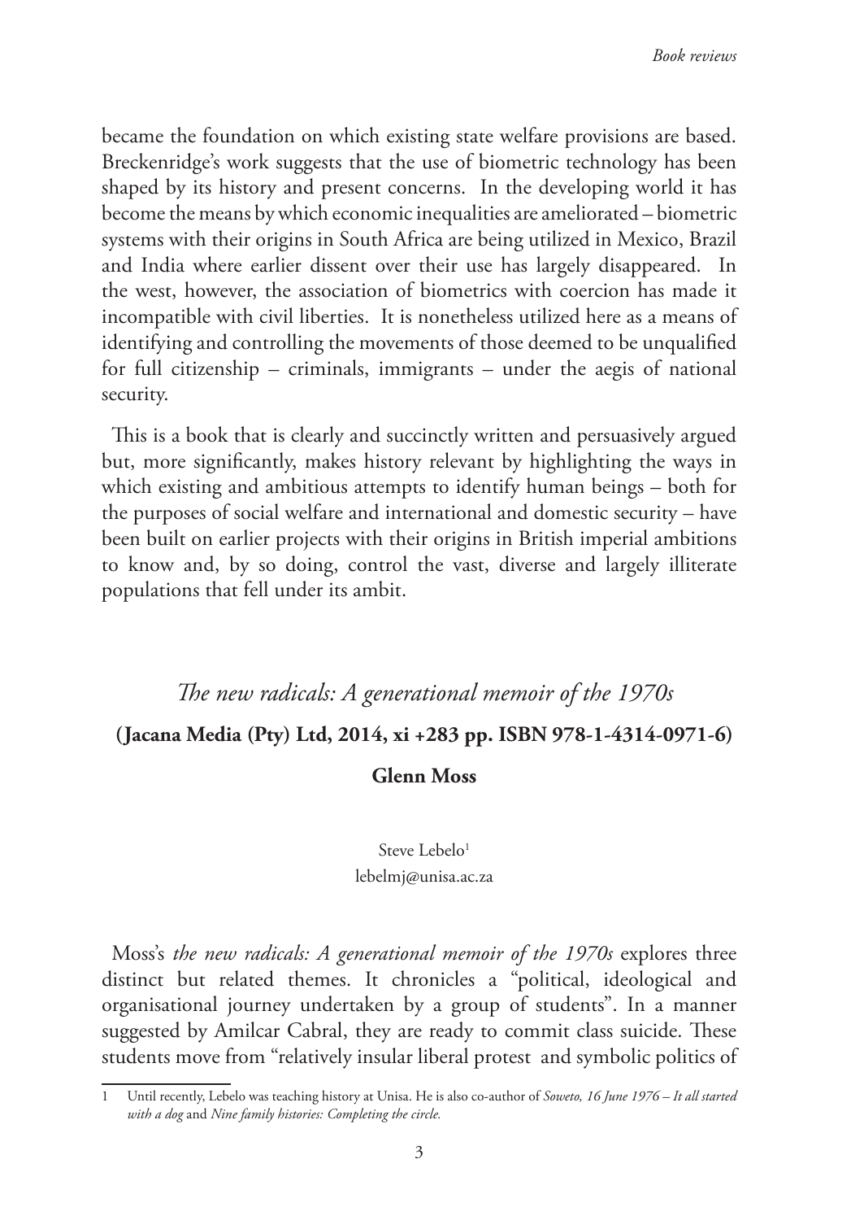became the foundation on which existing state welfare provisions are based. Breckenridge's work suggests that the use of biometric technology has been shaped by its history and present concerns. In the developing world it has become the means by which economic inequalities are ameliorated – biometric systems with their origins in South Africa are being utilized in Mexico, Brazil and India where earlier dissent over their use has largely disappeared. In the west, however, the association of biometrics with coercion has made it incompatible with civil liberties. It is nonetheless utilized here as a means of identifying and controlling the movements of those deemed to be unqualified for full citizenship – criminals, immigrants – under the aegis of national security.

This is a book that is clearly and succinctly written and persuasively argued but, more significantly, makes history relevant by highlighting the ways in which existing and ambitious attempts to identify human beings – both for the purposes of social welfare and international and domestic security – have been built on earlier projects with their origins in British imperial ambitions to know and, by so doing, control the vast, diverse and largely illiterate populations that fell under its ambit.

## *The new radicals: A generational memoir of the 1970s*

**(Jacana Media (Pty) Ltd, 2014, xi +283 pp. ISBN 978-1-4314-0971-6)**

**Glenn Moss**

Steve Lebelo[1]
lebelmj@unisa.ac.za

Moss's *the new radicals: A generational memoir of the 1970s* explores three distinct but related themes. It chronicles a "political, ideological and organisational journey undertaken by a group of students". In a manner suggested by Amilcar Cabral, they are ready to commit class suicide. These students move from "relatively insular liberal protest and symbolic politics of

---

[1] Until recently, Lebelo was teaching history at Unisa. He is also co-author of *Soweto, 16 June 1976 – It all started with a dog* and *Nine family histories: Completing the circle.*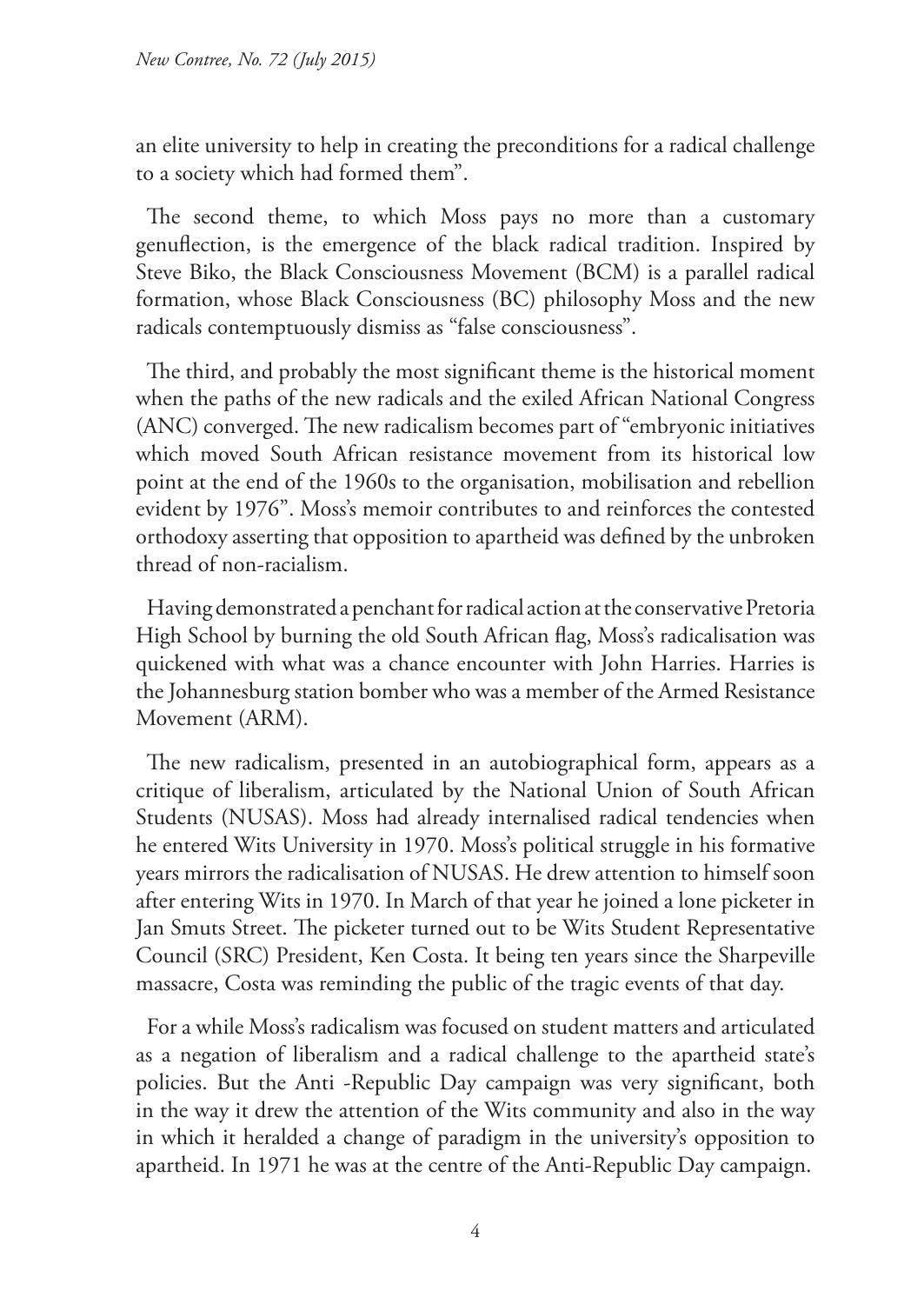an elite university to help in creating the preconditions for a radical challenge to a society which had formed them".

The second theme, to which Moss pays no more than a customary genuflection, is the emergence of the black radical tradition. Inspired by Steve Biko, the Black Consciousness Movement (BCM) is a parallel radical formation, whose Black Consciousness (BC) philosophy Moss and the new radicals contemptuously dismiss as "false consciousness".

The third, and probably the most significant theme is the historical moment when the paths of the new radicals and the exiled African National Congress (ANC) converged. The new radicalism becomes part of "embryonic initiatives which moved South African resistance movement from its historical low point at the end of the 1960s to the organisation, mobilisation and rebellion evident by 1976". Moss's memoir contributes to and reinforces the contested orthodoxy asserting that opposition to apartheid was defined by the unbroken thread of non-racialism.

Having demonstrated a penchant for radical action at the conservative Pretoria High School by burning the old South African flag, Moss's radicalisation was quickened with what was a chance encounter with John Harries. Harries is the Johannesburg station bomber who was a member of the Armed Resistance Movement (ARM).

The new radicalism, presented in an autobiographical form, appears as a critique of liberalism, articulated by the National Union of South African Students (NUSAS). Moss had already internalised radical tendencies when he entered Wits University in 1970. Moss's political struggle in his formative years mirrors the radicalisation of NUSAS. He drew attention to himself soon after entering Wits in 1970. In March of that year he joined a lone picketer in Jan Smuts Street. The picketer turned out to be Wits Student Representative Council (SRC) President, Ken Costa. It being ten years since the Sharpeville massacre, Costa was reminding the public of the tragic events of that day.

For a while Moss's radicalism was focused on student matters and articulated as a negation of liberalism and a radical challenge to the apartheid state's policies. But the Anti -Republic Day campaign was very significant, both in the way it drew the attention of the Wits community and also in the way in which it heralded a change of paradigm in the university's opposition to apartheid. In 1971 he was at the centre of the Anti-Republic Day campaign.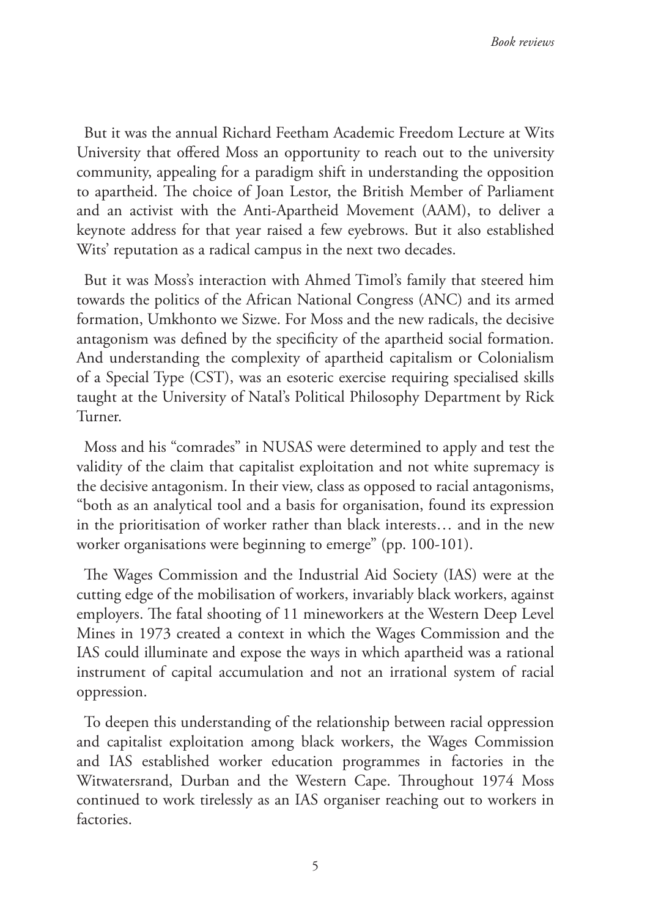But it was the annual Richard Feetham Academic Freedom Lecture at Wits University that offered Moss an opportunity to reach out to the university community, appealing for a paradigm shift in understanding the opposition to apartheid. The choice of Joan Lestor, the British Member of Parliament and an activist with the Anti-Apartheid Movement (AAM), to deliver a keynote address for that year raised a few eyebrows. But it also established Wits' reputation as a radical campus in the next two decades.

But it was Moss's interaction with Ahmed Timol's family that steered him towards the politics of the African National Congress (ANC) and its armed formation, Umkhonto we Sizwe. For Moss and the new radicals, the decisive antagonism was defined by the specificity of the apartheid social formation. And understanding the complexity of apartheid capitalism or Colonialism of a Special Type (CST), was an esoteric exercise requiring specialised skills taught at the University of Natal's Political Philosophy Department by Rick Turner.

Moss and his "comrades" in NUSAS were determined to apply and test the validity of the claim that capitalist exploitation and not white supremacy is the decisive antagonism. In their view, class as opposed to racial antagonisms, "both as an analytical tool and a basis for organisation, found its expression in the prioritisation of worker rather than black interests… and in the new worker organisations were beginning to emerge" (pp. 100-101).

The Wages Commission and the Industrial Aid Society (IAS) were at the cutting edge of the mobilisation of workers, invariably black workers, against employers. The fatal shooting of 11 mineworkers at the Western Deep Level Mines in 1973 created a context in which the Wages Commission and the IAS could illuminate and expose the ways in which apartheid was a rational instrument of capital accumulation and not an irrational system of racial oppression.

To deepen this understanding of the relationship between racial oppression and capitalist exploitation among black workers, the Wages Commission and IAS established worker education programmes in factories in the Witwatersrand, Durban and the Western Cape. Throughout 1974 Moss continued to work tirelessly as an IAS organiser reaching out to workers in factories.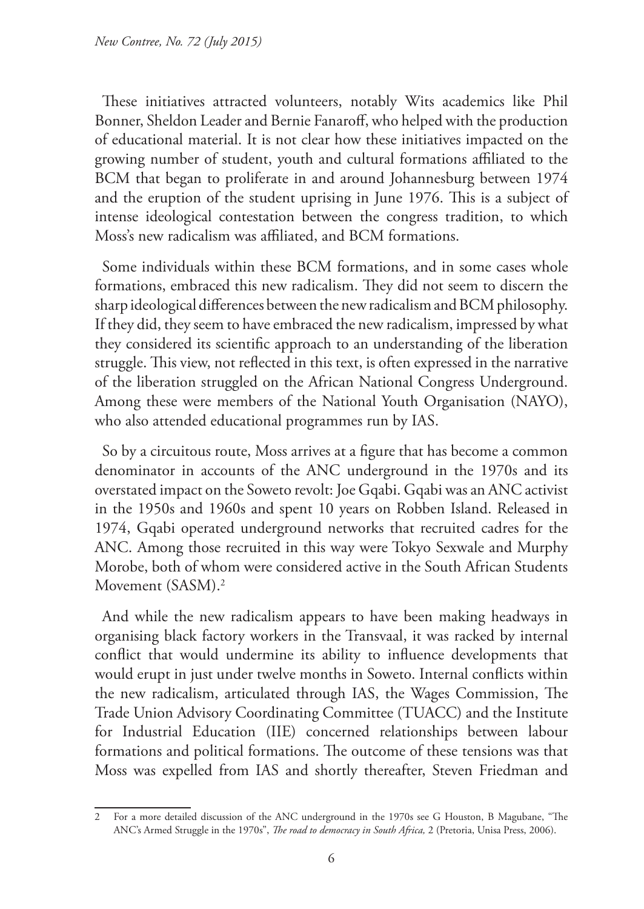These initiatives attracted volunteers, notably Wits academics like Phil Bonner, Sheldon Leader and Bernie Fanaroff, who helped with the production of educational material. It is not clear how these initiatives impacted on the growing number of student, youth and cultural formations affiliated to the BCM that began to proliferate in and around Johannesburg between 1974 and the eruption of the student uprising in June 1976. This is a subject of intense ideological contestation between the congress tradition, to which Moss's new radicalism was affiliated, and BCM formations.

Some individuals within these BCM formations, and in some cases whole formations, embraced this new radicalism. They did not seem to discern the sharp ideological differences between the new radicalism and BCM philosophy. If they did, they seem to have embraced the new radicalism, impressed by what they considered its scientific approach to an understanding of the liberation struggle. This view, not reflected in this text, is often expressed in the narrative of the liberation struggled on the African National Congress Underground. Among these were members of the National Youth Organisation (NAYO), who also attended educational programmes run by IAS.

So by a circuitous route, Moss arrives at a figure that has become a common denominator in accounts of the ANC underground in the 1970s and its overstated impact on the Soweto revolt: Joe Gqabi. Gqabi was an ANC activist in the 1950s and 1960s and spent 10 years on Robben Island. Released in 1974, Gqabi operated underground networks that recruited cadres for the ANC. Among those recruited in this way were Tokyo Sexwale and Murphy Morobe, both of whom were considered active in the South African Students Movement (SASM).[2]

And while the new radicalism appears to have been making headways in organising black factory workers in the Transvaal, it was racked by internal conflict that would undermine its ability to influence developments that would erupt in just under twelve months in Soweto. Internal conflicts within the new radicalism, articulated through IAS, the Wages Commission, The Trade Union Advisory Coordinating Committee (TUACC) and the Institute for Industrial Education (IIE) concerned relationships between labour formations and political formations. The outcome of these tensions was that Moss was expelled from IAS and shortly thereafter, Steven Friedman and

---

2 For a more detailed discussion of the ANC underground in the 1970s see G Houston, B Magubane, "The ANC's Armed Struggle in the 1970s", *The road to democracy in South Africa,* 2 (Pretoria, Unisa Press, 2006).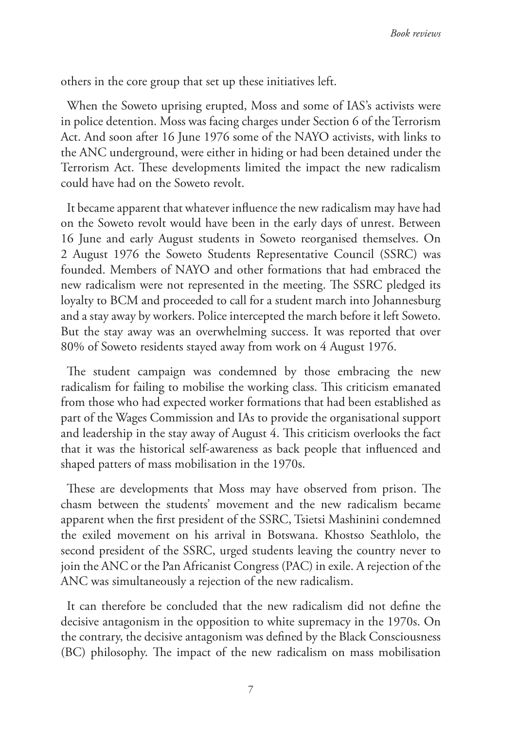others in the core group that set up these initiatives left.

When the Soweto uprising erupted, Moss and some of IAS's activists were in police detention. Moss was facing charges under Section 6 of the Terrorism Act. And soon after 16 June 1976 some of the NAYO activists, with links to the ANC underground, were either in hiding or had been detained under the Terrorism Act. These developments limited the impact the new radicalism could have had on the Soweto revolt.

It became apparent that whatever influence the new radicalism may have had on the Soweto revolt would have been in the early days of unrest. Between 16 June and early August students in Soweto reorganised themselves. On 2 August 1976 the Soweto Students Representative Council (SSRC) was founded. Members of NAYO and other formations that had embraced the new radicalism were not represented in the meeting. The SSRC pledged its loyalty to BCM and proceeded to call for a student march into Johannesburg and a stay away by workers. Police intercepted the march before it left Soweto. But the stay away was an overwhelming success. It was reported that over 80% of Soweto residents stayed away from work on 4 August 1976.

The student campaign was condemned by those embracing the new radicalism for failing to mobilise the working class. This criticism emanated from those who had expected worker formations that had been established as part of the Wages Commission and IAs to provide the organisational support and leadership in the stay away of August 4. This criticism overlooks the fact that it was the historical self-awareness as back people that influenced and shaped patters of mass mobilisation in the 1970s.

These are developments that Moss may have observed from prison. The chasm between the students' movement and the new radicalism became apparent when the first president of the SSRC, Tsietsi Mashinini condemned the exiled movement on his arrival in Botswana. Khostso Seathlolo, the second president of the SSRC, urged students leaving the country never to join the ANC or the Pan Africanist Congress (PAC) in exile. A rejection of the ANC was simultaneously a rejection of the new radicalism.

It can therefore be concluded that the new radicalism did not define the decisive antagonism in the opposition to white supremacy in the 1970s. On the contrary, the decisive antagonism was defined by the Black Consciousness (BC) philosophy. The impact of the new radicalism on mass mobilisation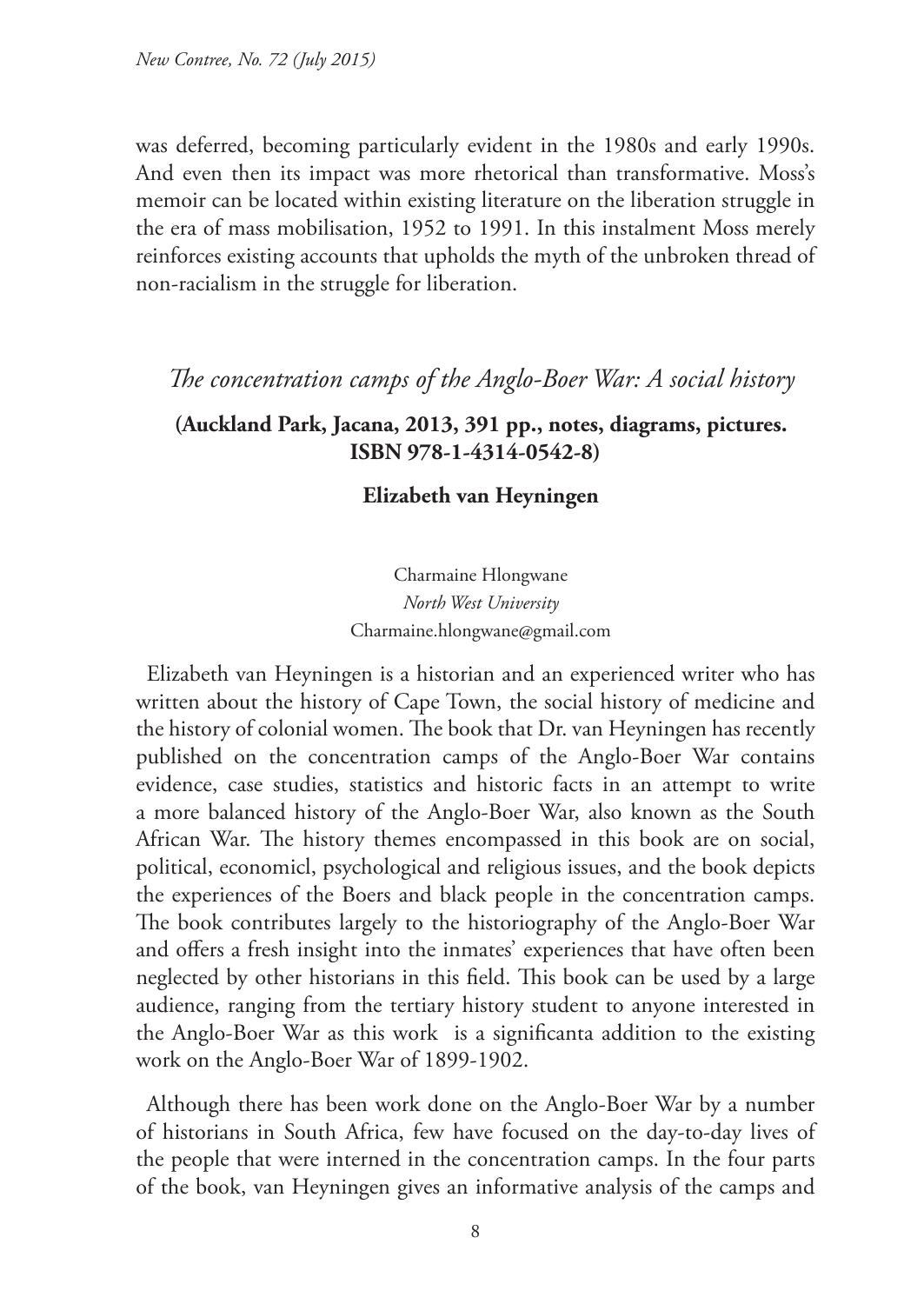was deferred, becoming particularly evident in the 1980s and early 1990s. And even then its impact was more rhetorical than transformative. Moss's memoir can be located within existing literature on the liberation struggle in the era of mass mobilisation, 1952 to 1991. In this instalment Moss merely reinforces existing accounts that upholds the myth of the unbroken thread of non-racialism in the struggle for liberation.

## *The concentration camps of the Anglo-Boer War: A social history*

**(Auckland Park, Jacana, 2013, 391 pp., notes, diagrams, pictures. ISBN 978-1-4314-0542-8)**

**Elizabeth van Heyningen**

Charmaine Hlongwane
*North West University*
Charmaine.hlongwane@gmail.com

Elizabeth van Heyningen is a historian and an experienced writer who has written about the history of Cape Town, the social history of medicine and the history of colonial women. The book that Dr. van Heyningen has recently published on the concentration camps of the Anglo-Boer War contains evidence, case studies, statistics and historic facts in an attempt to write a more balanced history of the Anglo-Boer War, also known as the South African War. The history themes encompassed in this book are on social, political, economicl, psychological and religious issues, and the book depicts the experiences of the Boers and black people in the concentration camps. The book contributes largely to the historiography of the Anglo-Boer War and offers a fresh insight into the inmates' experiences that have often been neglected by other historians in this field. This book can be used by a large audience, ranging from the tertiary history student to anyone interested in the Anglo-Boer War as this work is a significanta addition to the existing work on the Anglo-Boer War of 1899-1902.

Although there has been work done on the Anglo-Boer War by a number of historians in South Africa, few have focused on the day-to-day lives of the people that were interned in the concentration camps. In the four parts of the book, van Heyningen gives an informative analysis of the camps and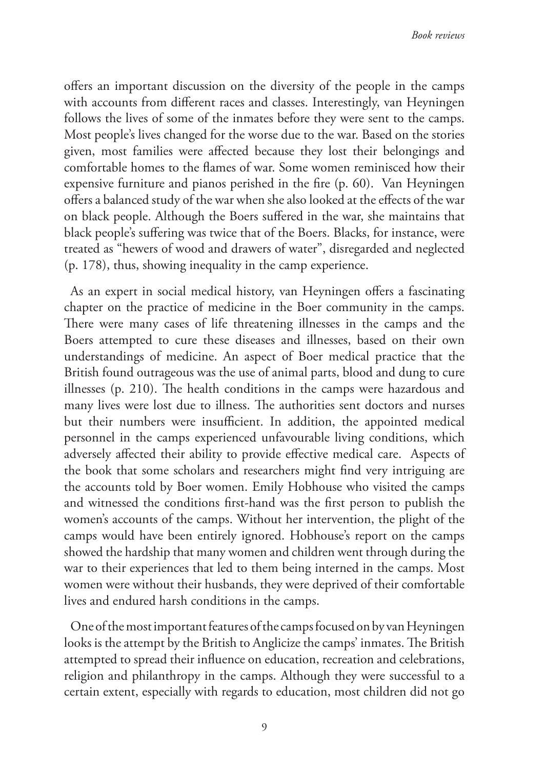offers an important discussion on the diversity of the people in the camps with accounts from different races and classes. Interestingly, van Heyningen follows the lives of some of the inmates before they were sent to the camps. Most people's lives changed for the worse due to the war. Based on the stories given, most families were affected because they lost their belongings and comfortable homes to the flames of war. Some women reminisced how their expensive furniture and pianos perished in the fire (p. 60). Van Heyningen offers a balanced study of the war when she also looked at the effects of the war on black people. Although the Boers suffered in the war, she maintains that black people's suffering was twice that of the Boers. Blacks, for instance, were treated as "hewers of wood and drawers of water", disregarded and neglected (p. 178), thus, showing inequality in the camp experience.

As an expert in social medical history, van Heyningen offers a fascinating chapter on the practice of medicine in the Boer community in the camps. There were many cases of life threatening illnesses in the camps and the Boers attempted to cure these diseases and illnesses, based on their own understandings of medicine. An aspect of Boer medical practice that the British found outrageous was the use of animal parts, blood and dung to cure illnesses (p. 210). The health conditions in the camps were hazardous and many lives were lost due to illness. The authorities sent doctors and nurses but their numbers were insufficient. In addition, the appointed medical personnel in the camps experienced unfavourable living conditions, which adversely affected their ability to provide effective medical care. Aspects of the book that some scholars and researchers might find very intriguing are the accounts told by Boer women. Emily Hobhouse who visited the camps and witnessed the conditions first-hand was the first person to publish the women's accounts of the camps. Without her intervention, the plight of the camps would have been entirely ignored. Hobhouse's report on the camps showed the hardship that many women and children went through during the war to their experiences that led to them being interned in the camps. Most women were without their husbands, they were deprived of their comfortable lives and endured harsh conditions in the camps.

One of the most important features of the camps focused on by van Heyningen looks is the attempt by the British to Anglicize the camps' inmates. The British attempted to spread their influence on education, recreation and celebrations, religion and philanthropy in the camps. Although they were successful to a certain extent, especially with regards to education, most children did not go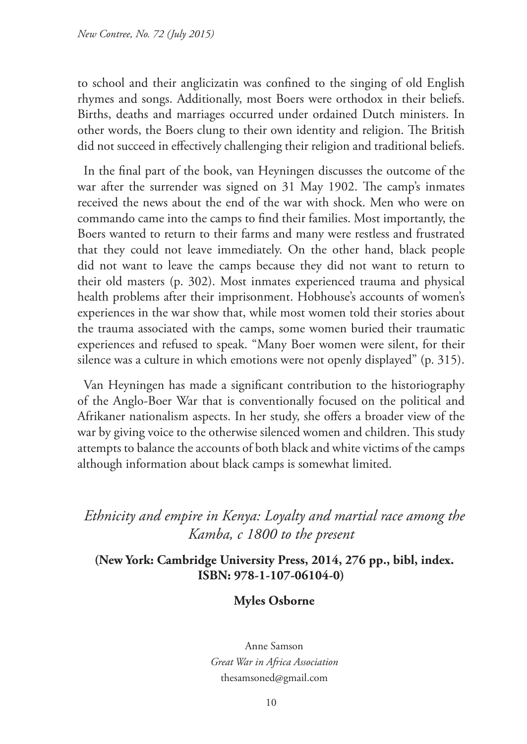to school and their anglicizatin was confined to the singing of old English rhymes and songs. Additionally, most Boers were orthodox in their beliefs. Births, deaths and marriages occurred under ordained Dutch ministers. In other words, the Boers clung to their own identity and religion. The British did not succeed in effectively challenging their religion and traditional beliefs.

In the final part of the book, van Heyningen discusses the outcome of the war after the surrender was signed on 31 May 1902. The camp's inmates received the news about the end of the war with shock. Men who were on commando came into the camps to find their families. Most importantly, the Boers wanted to return to their farms and many were restless and frustrated that they could not leave immediately. On the other hand, black people did not want to leave the camps because they did not want to return to their old masters (p. 302). Most inmates experienced trauma and physical health problems after their imprisonment. Hobhouse's accounts of women's experiences in the war show that, while most women told their stories about the trauma associated with the camps, some women buried their traumatic experiences and refused to speak. "Many Boer women were silent, for their silence was a culture in which emotions were not openly displayed" (p. 315).

Van Heyningen has made a significant contribution to the historiography of the Anglo-Boer War that is conventionally focused on the political and Afrikaner nationalism aspects. In her study, she offers a broader view of the war by giving voice to the otherwise silenced women and children. This study attempts to balance the accounts of both black and white victims of the camps although information about black camps is somewhat limited.

## *Ethnicity and empire in Kenya: Loyalty and martial race among the Kamba, c 1800 to the present*

**(New York: Cambridge University Press, 2014, 276 pp., bibl, index. ISBN: 978-1-107-06104-0)**

**Myles Osborne**

Anne Samson
*Great War in Africa Association*
thesamsoned@gmail.com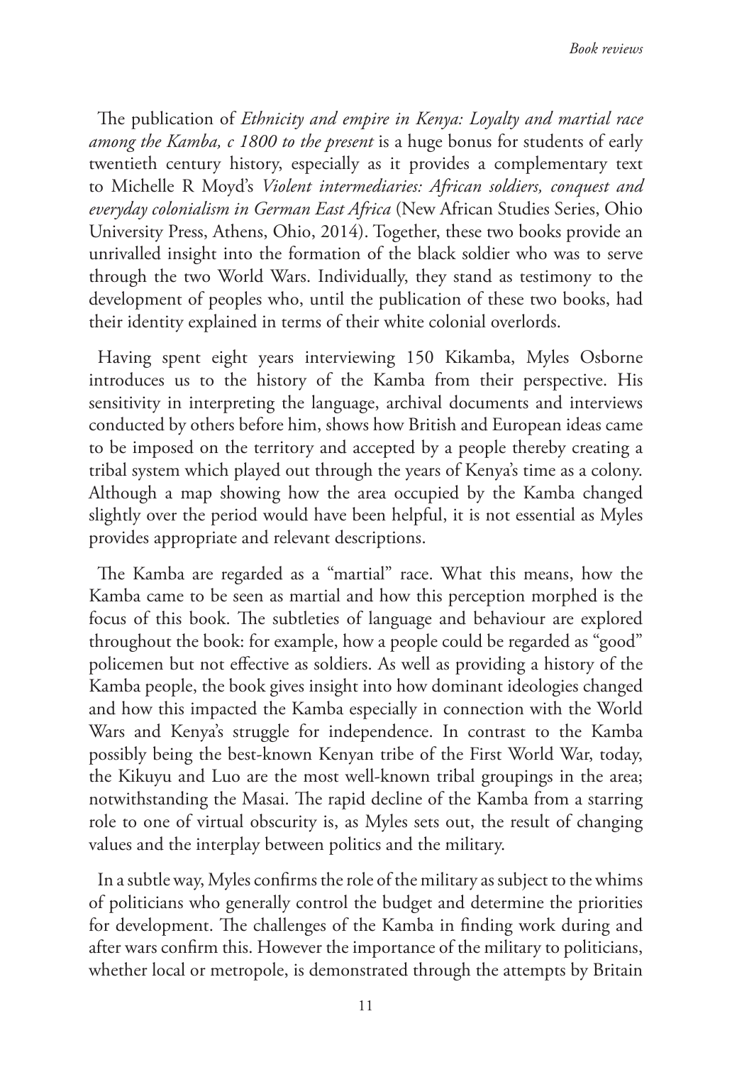The publication of *Ethnicity and empire in Kenya: Loyalty and martial race among the Kamba, c 1800 to the present* is a huge bonus for students of early twentieth century history, especially as it provides a complementary text to Michelle R Moyd's *Violent intermediaries: African soldiers, conquest and everyday colonialism in German East Africa* (New African Studies Series, Ohio University Press, Athens, Ohio, 2014). Together, these two books provide an unrivalled insight into the formation of the black soldier who was to serve through the two World Wars. Individually, they stand as testimony to the development of peoples who, until the publication of these two books, had their identity explained in terms of their white colonial overlords.

Having spent eight years interviewing 150 Kikamba, Myles Osborne introduces us to the history of the Kamba from their perspective. His sensitivity in interpreting the language, archival documents and interviews conducted by others before him, shows how British and European ideas came to be imposed on the territory and accepted by a people thereby creating a tribal system which played out through the years of Kenya's time as a colony. Although a map showing how the area occupied by the Kamba changed slightly over the period would have been helpful, it is not essential as Myles provides appropriate and relevant descriptions.

The Kamba are regarded as a "martial" race. What this means, how the Kamba came to be seen as martial and how this perception morphed is the focus of this book. The subtleties of language and behaviour are explored throughout the book: for example, how a people could be regarded as "good" policemen but not effective as soldiers. As well as providing a history of the Kamba people, the book gives insight into how dominant ideologies changed and how this impacted the Kamba especially in connection with the World Wars and Kenya's struggle for independence. In contrast to the Kamba possibly being the best-known Kenyan tribe of the First World War, today, the Kikuyu and Luo are the most well-known tribal groupings in the area; notwithstanding the Masai. The rapid decline of the Kamba from a starring role to one of virtual obscurity is, as Myles sets out, the result of changing values and the interplay between politics and the military.

In a subtle way, Myles confirms the role of the military as subject to the whims of politicians who generally control the budget and determine the priorities for development. The challenges of the Kamba in finding work during and after wars confirm this. However the importance of the military to politicians, whether local or metropole, is demonstrated through the attempts by Britain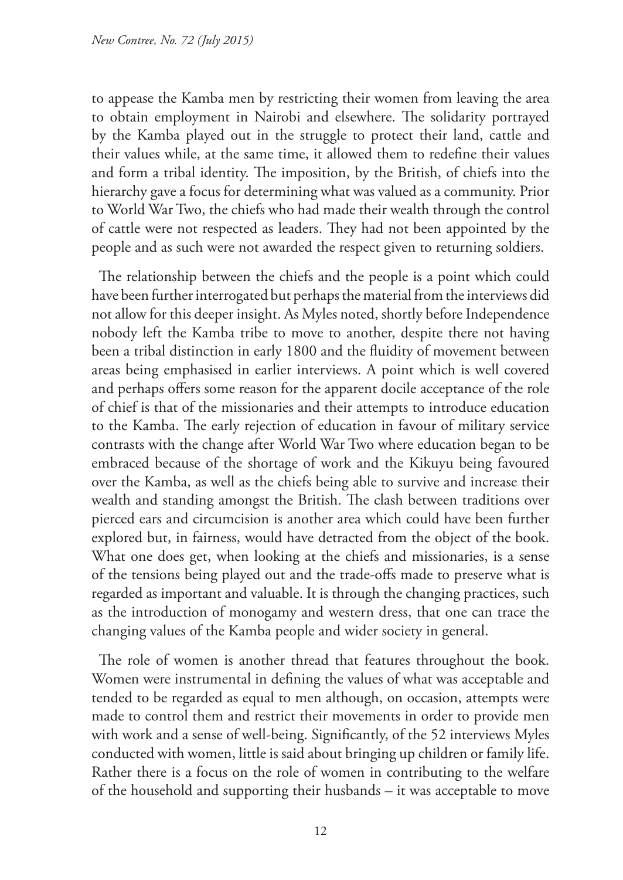to appease the Kamba men by restricting their women from leaving the area to obtain employment in Nairobi and elsewhere. The solidarity portrayed by the Kamba played out in the struggle to protect their land, cattle and their values while, at the same time, it allowed them to redefine their values and form a tribal identity. The imposition, by the British, of chiefs into the hierarchy gave a focus for determining what was valued as a community. Prior to World War Two, the chiefs who had made their wealth through the control of cattle were not respected as leaders. They had not been appointed by the people and as such were not awarded the respect given to returning soldiers.

The relationship between the chiefs and the people is a point which could have been further interrogated but perhaps the material from the interviews did not allow for this deeper insight. As Myles noted, shortly before Independence nobody left the Kamba tribe to move to another, despite there not having been a tribal distinction in early 1800 and the fluidity of movement between areas being emphasised in earlier interviews. A point which is well covered and perhaps offers some reason for the apparent docile acceptance of the role of chief is that of the missionaries and their attempts to introduce education to the Kamba. The early rejection of education in favour of military service contrasts with the change after World War Two where education began to be embraced because of the shortage of work and the Kikuyu being favoured over the Kamba, as well as the chiefs being able to survive and increase their wealth and standing amongst the British. The clash between traditions over pierced ears and circumcision is another area which could have been further explored but, in fairness, would have detracted from the object of the book. What one does get, when looking at the chiefs and missionaries, is a sense of the tensions being played out and the trade-offs made to preserve what is regarded as important and valuable. It is through the changing practices, such as the introduction of monogamy and western dress, that one can trace the changing values of the Kamba people and wider society in general.

The role of women is another thread that features throughout the book. Women were instrumental in defining the values of what was acceptable and tended to be regarded as equal to men although, on occasion, attempts were made to control them and restrict their movements in order to provide men with work and a sense of well-being. Significantly, of the 52 interviews Myles conducted with women, little is said about bringing up children or family life. Rather there is a focus on the role of women in contributing to the welfare of the household and supporting their husbands – it was acceptable to move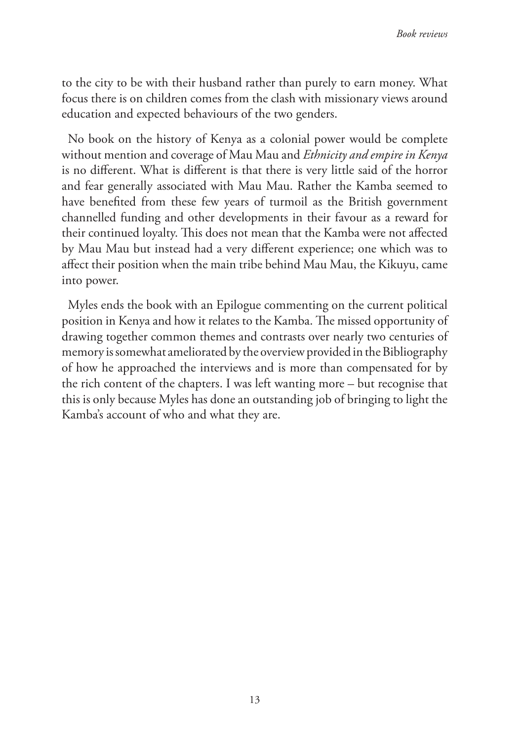to the city to be with their husband rather than purely to earn money. What focus there is on children comes from the clash with missionary views around education and expected behaviours of the two genders.

No book on the history of Kenya as a colonial power would be complete without mention and coverage of Mau Mau and *Ethnicity and empire in Kenya* is no different. What is different is that there is very little said of the horror and fear generally associated with Mau Mau. Rather the Kamba seemed to have benefited from these few years of turmoil as the British government channelled funding and other developments in their favour as a reward for their continued loyalty. This does not mean that the Kamba were not affected by Mau Mau but instead had a very different experience; one which was to affect their position when the main tribe behind Mau Mau, the Kikuyu, came into power.

Myles ends the book with an Epilogue commenting on the current political position in Kenya and how it relates to the Kamba. The missed opportunity of drawing together common themes and contrasts over nearly two centuries of memory is somewhat ameliorated by the overview provided in the Bibliography of how he approached the interviews and is more than compensated for by the rich content of the chapters. I was left wanting more – but recognise that this is only because Myles has done an outstanding job of bringing to light the Kamba's account of who and what they are.